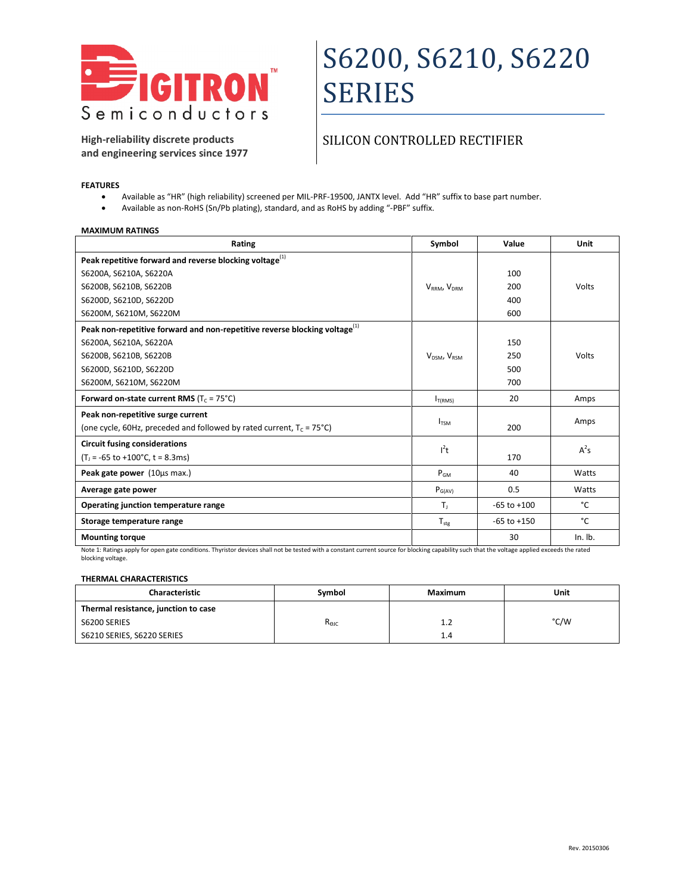DIGITRON™ Semiconductors

High-reliability discrete products
and engineering services since 1977

# S6200, S6210, S6220 SERIES

## SILICON CONTROLLED RECTIFIER

### FEATURES

- Available as "HR" (high reliability) screened per MIL-PRF-19500, JANTX level. Add "HR" suffix to base part number.
- Available as non-RoHS (Sn/Pb plating), standard, and as RoHS by adding "-PBF" suffix.

### MAXIMUM RATINGS

| Rating | Symbol | Value | Unit |
|---|---|---|---|
| **Peak repetitive forward and reverse blocking voltage**[1] | | | |
| S6200A, S6210A, S6220A | $V_{RRM}$, $V_{DRM}$ | 100 | Volts |
| S6200B, S6210B, S6220B | | 200 | |
| S6200D, S6210D, S6220D | | 400 | |
| S6200M, S6210M, S6220M | | 600 | |
| **Peak non-repetitive forward and non-repetitive reverse blocking voltage**[1] | | | |
| S6200A, S6210A, S6220A | $V_{DSM}$, $V_{RSM}$ | 150 | Volts |
| S6200B, S6210B, S6220B | | 250 | |
| S6200D, S6210D, S6220D | | 500 | |
| S6200M, S6210M, S6220M | | 700 | |
| **Forward on-state current RMS** ($T_C$ = 75°C) | $I_{T(RMS)}$ | 20 | Amps |
| **Peak non-repetitive surge current** (one cycle, 60Hz, preceded and followed by rated current, $T_C$ = 75°C) | $I_{TSM}$ | 200 | Amps |
| **Circuit fusing considerations** ($T_J$ = -65 to +100°C, t = 8.3ms) | $I^2t$ | 170 | $A^2s$ |
| **Peak gate power** (10µs max.) | $P_{GM}$ | 40 | Watts |
| **Average gate power** | $P_{G(AV)}$ | 0.5 | Watts |
| **Operating junction temperature range** | $T_J$ | -65 to +100 | °C |
| **Storage temperature range** | $T_{stg}$ | -65 to +150 | °C |
| **Mounting torque** | | 30 | In. lb. |

Note 1: Ratings apply for open gate conditions. Thyristor devices shall not be tested with a constant current source for blocking capability such that the voltage applied exceeds the rated blocking voltage.

### THERMAL CHARACTERISTICS

| Characteristic | Symbol | Maximum | Unit |
|---|---|---|---|
| **Thermal resistance, junction to case** | | | |
| S6200 SERIES | $R_{\theta JC}$ | 1.2 | °C/W |
| S6210 SERIES, S6220 SERIES | | 1.4 | |

Rev. 20150306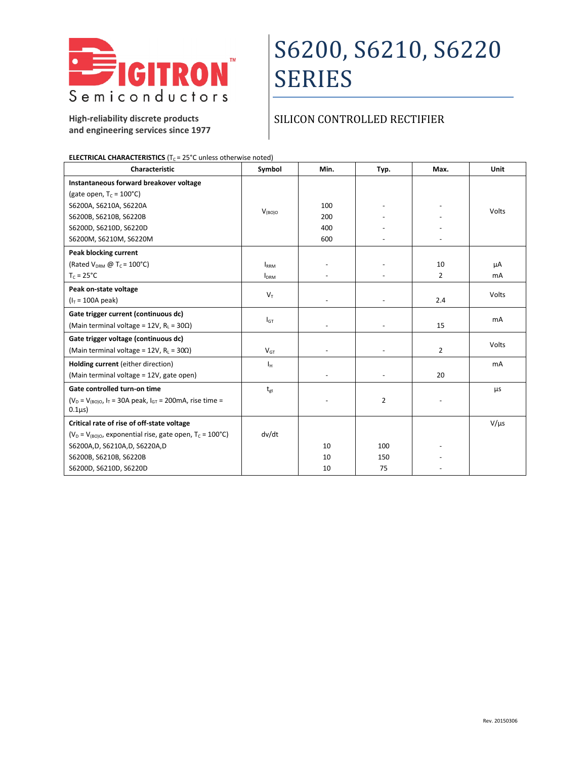# S6200, S6210, S6220 SERIES

## SILICON CONTROLLED RECTIFIER

High-reliability discrete products
and engineering services since 1977

**ELECTRICAL CHARACTERISTICS** ($T_C$ = 25°C unless otherwise noted)

| Characteristic | Symbol | Min. | Typ. | Max. | Unit |
|---|---|---|---|---|---|
| **Instantaneous forward breakover voltage** | | | | | |
| (gate open, $T_C$ = 100°C) | | | | | |
| S6200A, S6210A, S6220A | $V_{(BO)O}$ | 100 | - | - | Volts |
| S6200B, S6210B, S6220B | | 200 | - | - | |
| S6200D, S6210D, S6220D | | 400 | - | - | |
| S6200M, S6210M, S6220M | | 600 | - | - | |
| **Peak blocking current** | | | | | |
| (Rated $V_{DRM}$ @ $T_C$ = 100°C) | $I_{RRM}$ | - | - | 10 | µA |
| $T_C$ = 25°C | $I_{DRM}$ | - | - | 2 | mA |
| **Peak on-state voltage** ($I_T$ = 100A peak) | $V_T$ | - | - | 2.4 | Volts |
| **Gate trigger current (continuous dc)** (Main terminal voltage = 12V, $R_L$ = 30Ω) | $I_{GT}$ | - | - | 15 | mA |
| **Gate trigger voltage (continuous dc)** (Main terminal voltage = 12V, $R_L$ = 30Ω) | $V_{GT}$ | - | - | 2 | Volts |
| **Holding current** (either direction) (Main terminal voltage = 12V, gate open) | $I_H$ | - | - | 20 | mA |
| **Gate controlled turn-on time** ($V_D$ = $V_{(BO)O}$, $I_T$ = 30A peak, $I_{GT}$ = 200mA, rise time = 0.1µs) | $t_{gt}$ | - | 2 | - | µs |
| **Critical rate of rise of off-state voltage** | | | | | V/µs |
| ($V_D$ = $V_{(BO)O}$, exponential rise, gate open, $T_C$ = 100°C) | dv/dt | | | | |
| S6200A,D, S6210A,D, S6220A,D | | 10 | 100 | - | |
| S6200B, S6210B, S6220B | | 10 | 150 | - | |
| S6200D, S6210D, S6220D | | 10 | 75 | - | |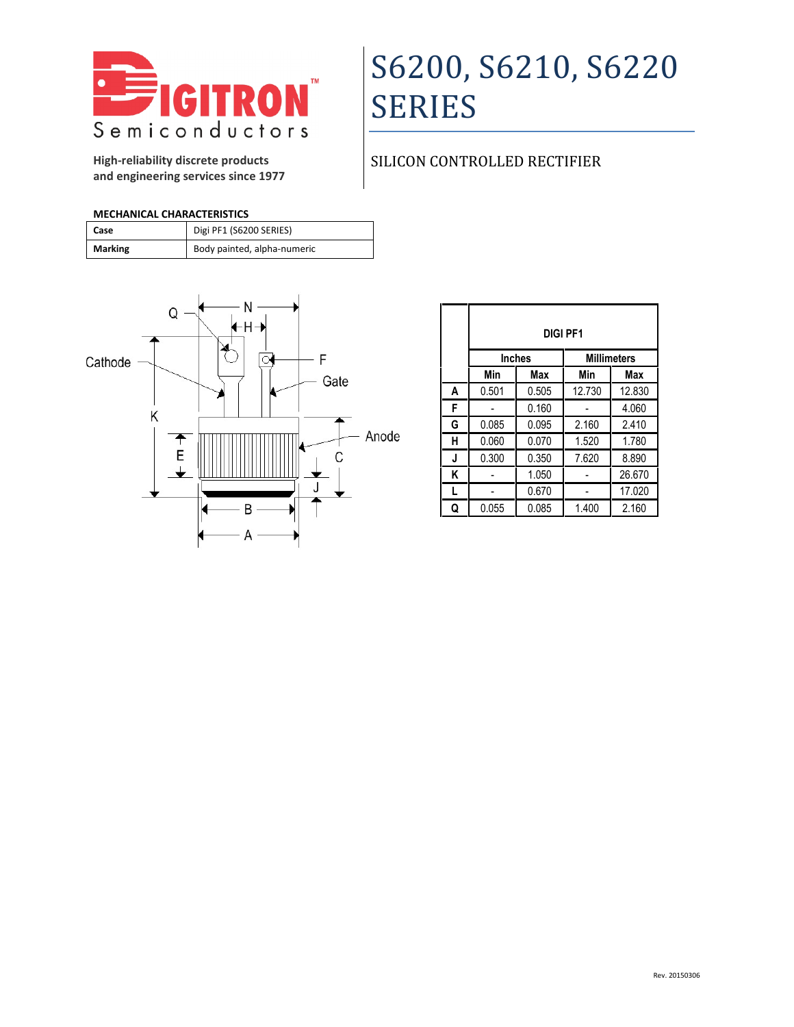# S6200, S6210, S6220 SERIES

High-reliability discrete products
and engineering services since 1977

## SILICON CONTROLLED RECTIFIER

**MECHANICAL CHARACTERISTICS**

| | |
|---|---|
| **Case** | Digi PF1 (S6200 SERIES) |
| **Marking** | Body painted, alpha-numeric |

| | **DIGI PF1** | | | |
|---|---|---|---|---|
| | **Inches** | | **Millimeters** | |
| | **Min** | **Max** | **Min** | **Max** |
| **A** | 0.501 | 0.505 | 12.730 | 12.830 |
| **F** | - | 0.160 | - | 4.060 |
| **G** | 0.085 | 0.095 | 2.160 | 2.410 |
| **H** | 0.060 | 0.070 | 1.520 | 1.780 |
| **J** | 0.300 | 0.350 | 7.620 | 8.890 |
| **K** | - | 1.050 | - | 26.670 |
| **L** | - | 0.670 | - | 17.020 |
| **Q** | 0.055 | 0.085 | 1.400 | 2.160 |

Rev. 20150306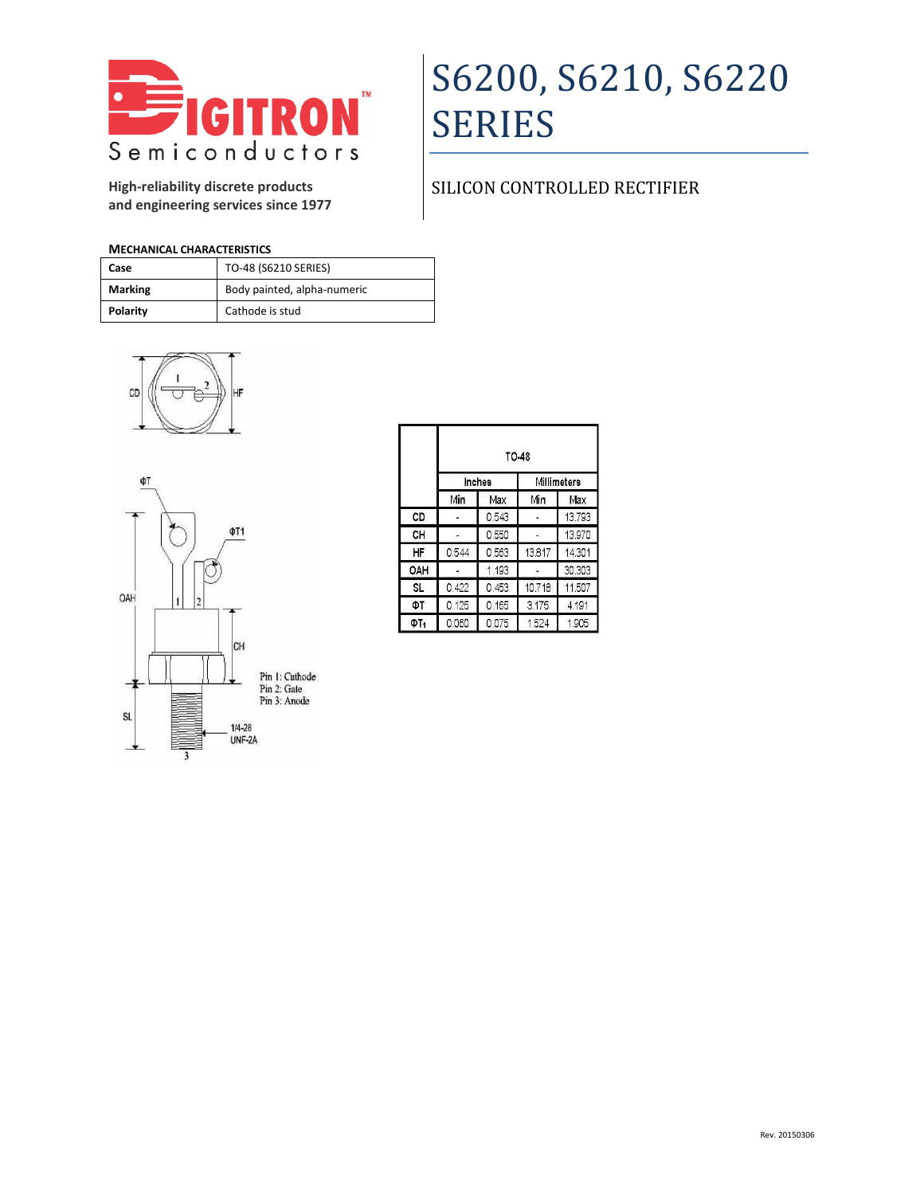High-reliability discrete products
and engineering services since 1977

# S6200, S6210, S6220 SERIES

## SILICON CONTROLLED RECTIFIER

**MECHANICAL CHARACTERISTICS**

| | |
|---|---|
| **Case** | TO-48 (S6210 SERIES) |
| **Marking** | Body painted, alpha-numeric |
| **Polarity** | Cathode is stud |

Pin 1: Cathode
Pin 2: Gate
Pin 3: Anode

| | TO-48 | | | |
|---|---|---|---|---|
| | Inches | | Millimeters | |
| | Min | Max | Min | Max |
| CD | - | 0.543 | - | 13.793 |
| CH | - | 0.550 | - | 13.970 |
| HF | 0.544 | 0.563 | 13.817 | 14.301 |
| OAH | - | 1.193 | - | 30.303 |
| SL | 0.422 | 0.453 | 10.718 | 11.507 |
| ΦT | 0.125 | 0.165 | 3.175 | 4.191 |
| $ΦT_1$ | 0.060 | 0.075 | 1.524 | 1.905 |

Rev. 20150306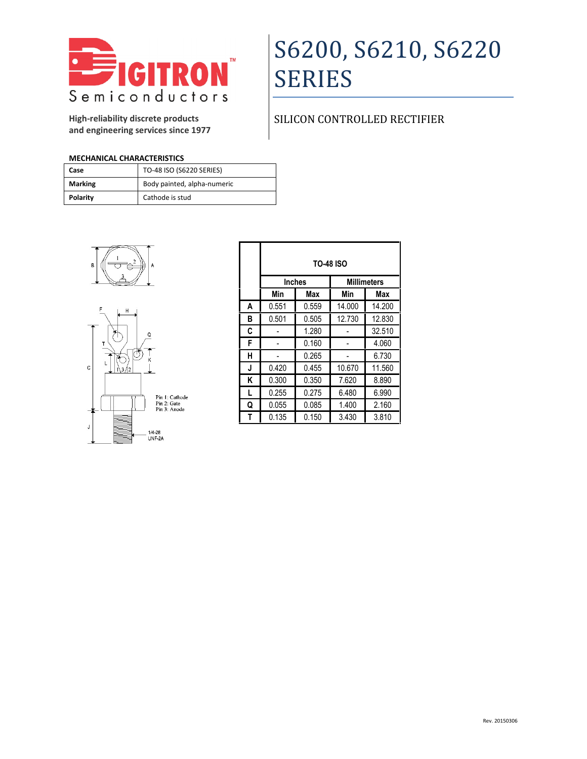# S6200, S6210, S6220 SERIES

High-reliability discrete products and engineering services since 1977

## SILICON CONTROLLED RECTIFIER

### MECHANICAL CHARACTERISTICS

| | |
|---|---|
| **Case** | TO-48 ISO (S6220 SERIES) |
| **Marking** | Body painted, alpha-numeric |
| **Polarity** | Cathode is stud |

Pin 1: Cathode
Pin 2: Gate
Pin 3: Anode

1/4-28 UNF-2A

| | TO-48 ISO | | | |
|---|---|---|---|---|
| | Inches | | Millimeters | |
| | Min | Max | Min | Max |
| **A** | 0.551 | 0.559 | 14.000 | 14.200 |
| **B** | 0.501 | 0.505 | 12.730 | 12.830 |
| **C** | - | 1.280 | - | 32.510 |
| **F** | - | 0.160 | - | 4.060 |
| **H** | - | 0.265 | - | 6.730 |
| **J** | 0.420 | 0.455 | 10.670 | 11.560 |
| **K** | 0.300 | 0.350 | 7.620 | 8.890 |
| **L** | 0.255 | 0.275 | 6.480 | 6.990 |
| **Q** | 0.055 | 0.085 | 1.400 | 2.160 |
| **T** | 0.135 | 0.150 | 3.430 | 3.810 |

Rev. 20150306